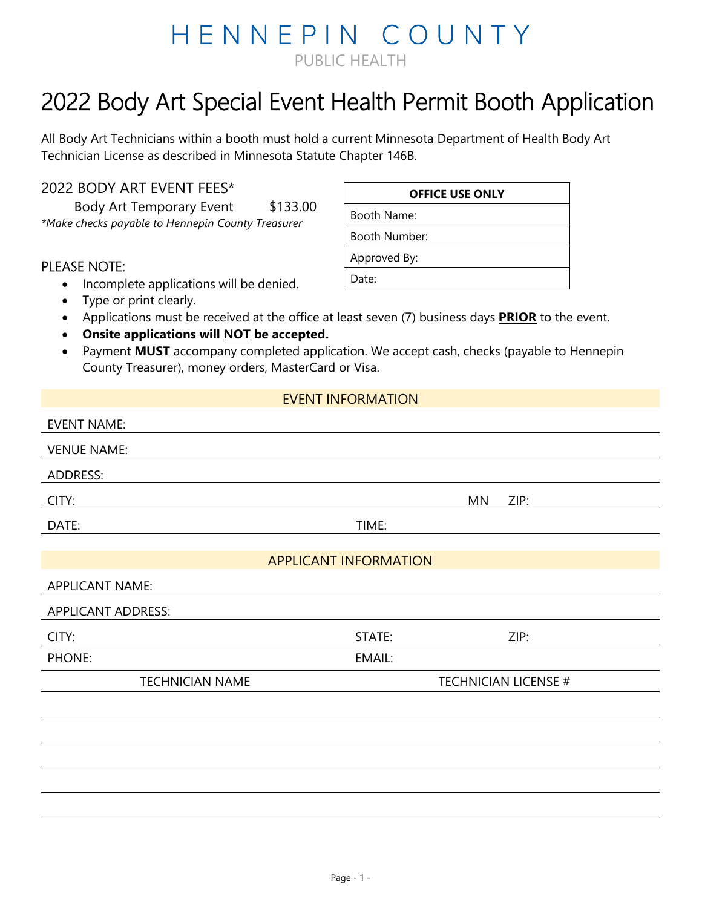# HENNEPIN COUNTY

PUBLIC HEALTH

# 2022 Body Art Special Event Health Permit Booth Application

All Body Art Technicians within a booth must hold a current Minnesota Department of Health Body Art Technician License as described in Minnesota Statute Chapter 146B.

## 2022 BODY ART EVENT FEES*

Body Art Temporary Event $133.00

*\*Make checks payable to Hennepin County Treasurer*

| OFFICE USE ONLY |
|---|
| Booth Name: |
| Booth Number: |
| Approved By: |
| Date: |

## PLEASE NOTE:

- Incomplete applications will be denied.
- Type or print clearly.
- Applications must be received at the office at least seven (7) business days **PRIOR** to the event.
- **Onsite applications will NOT be accepted.**
- Payment **MUST** accompany completed application. We accept cash, checks (payable to Hennepin County Treasurer), money orders, MasterCard or Visa.

## EVENT INFORMATION

EVENT NAME:

VENUE NAME:

ADDRESS:

CITY: MN ZIP:

DATE: TIME:

## APPLICANT INFORMATION

APPLICANT NAME:

APPLICANT ADDRESS:

CITY: STATE: ZIP:

PHONE: EMAIL:

| TECHNICIAN NAME | TECHNICIAN LICENSE # |
|---|---|
| | |
| | |
| | |
| | |
| | |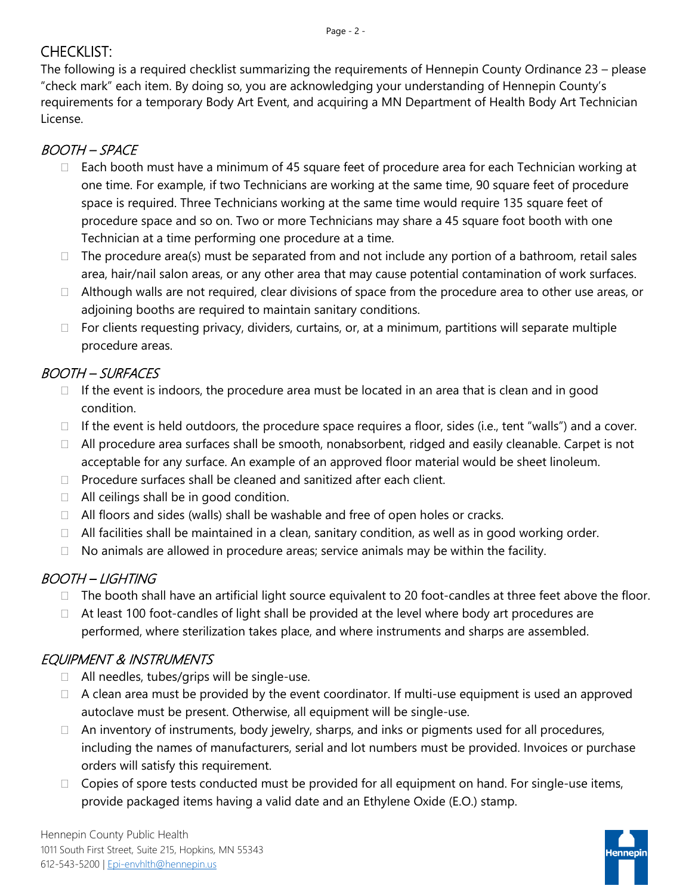## CHECKLIST:

The following is a required checklist summarizing the requirements of Hennepin County Ordinance 23 – please "check mark" each item. By doing so, you are acknowledging your understanding of Hennepin County's requirements for a temporary Body Art Event, and acquiring a MN Department of Health Body Art Technician License.

### *BOOTH – SPACE*

- ☐ Each booth must have a minimum of 45 square feet of procedure area for each Technician working at one time. For example, if two Technicians are working at the same time, 90 square feet of procedure space is required. Three Technicians working at the same time would require 135 square feet of procedure space and so on. Two or more Technicians may share a 45 square foot booth with one Technician at a time performing one procedure at a time.
- ☐ The procedure area(s) must be separated from and not include any portion of a bathroom, retail sales area, hair/nail salon areas, or any other area that may cause potential contamination of work surfaces.
- ☐ Although walls are not required, clear divisions of space from the procedure area to other use areas, or adjoining booths are required to maintain sanitary conditions.
- ☐ For clients requesting privacy, dividers, curtains, or, at a minimum, partitions will separate multiple procedure areas.

### *BOOTH – SURFACES*

- ☐ If the event is indoors, the procedure area must be located in an area that is clean and in good condition.
- ☐ If the event is held outdoors, the procedure space requires a floor, sides (i.e., tent "walls") and a cover.
- ☐ All procedure area surfaces shall be smooth, nonabsorbent, ridged and easily cleanable. Carpet is not acceptable for any surface. An example of an approved floor material would be sheet linoleum.
- ☐ Procedure surfaces shall be cleaned and sanitized after each client.
- ☐ All ceilings shall be in good condition.
- ☐ All floors and sides (walls) shall be washable and free of open holes or cracks.
- ☐ All facilities shall be maintained in a clean, sanitary condition, as well as in good working order.
- ☐ No animals are allowed in procedure areas; service animals may be within the facility.

### *BOOTH – LIGHTING*

- ☐ The booth shall have an artificial light source equivalent to 20 foot-candles at three feet above the floor.
- ☐ At least 100 foot-candles of light shall be provided at the level where body art procedures are performed, where sterilization takes place, and where instruments and sharps are assembled.

### *EQUIPMENT & INSTRUMENTS*

- ☐ All needles, tubes/grips will be single-use.
- ☐ A clean area must be provided by the event coordinator. If multi-use equipment is used an approved autoclave must be present. Otherwise, all equipment will be single-use.
- ☐ An inventory of instruments, body jewelry, sharps, and inks or pigments used for all procedures, including the names of manufacturers, serial and lot numbers must be provided. Invoices or purchase orders will satisfy this requirement.
- ☐ Copies of spore tests conducted must be provided for all equipment on hand. For single-use items, provide packaged items having a valid date and an Ethylene Oxide (E.O.) stamp.

Hennepin County Public Health
1011 South First Street, Suite 215, Hopkins, MN 55343
612-543-5200 | Epi-envhlth@hennepin.us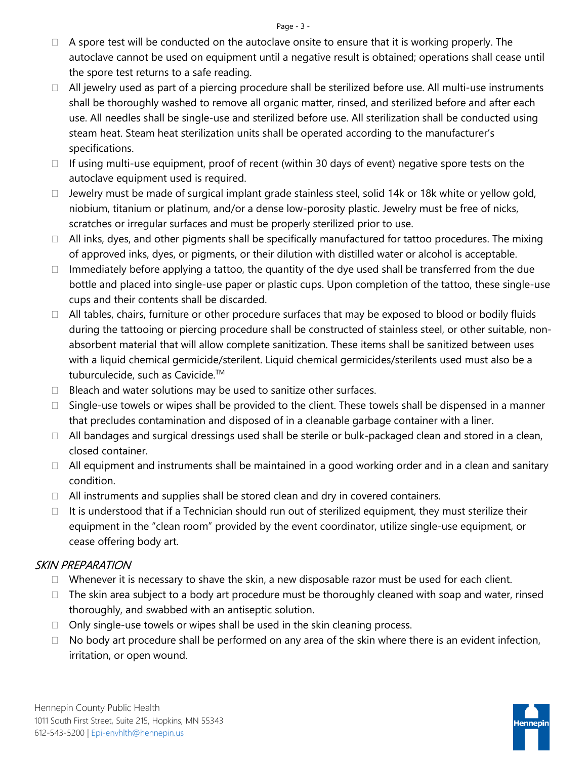- A spore test will be conducted on the autoclave onsite to ensure that it is working properly. The autoclave cannot be used on equipment until a negative result is obtained; operations shall cease until the spore test returns to a safe reading.
- All jewelry used as part of a piercing procedure shall be sterilized before use. All multi-use instruments shall be thoroughly washed to remove all organic matter, rinsed, and sterilized before and after each use. All needles shall be single-use and sterilized before use. All sterilization shall be conducted using steam heat. Steam heat sterilization units shall be operated according to the manufacturer's specifications.
- If using multi-use equipment, proof of recent (within 30 days of event) negative spore tests on the autoclave equipment used is required.
- Jewelry must be made of surgical implant grade stainless steel, solid 14k or 18k white or yellow gold, niobium, titanium or platinum, and/or a dense low-porosity plastic. Jewelry must be free of nicks, scratches or irregular surfaces and must be properly sterilized prior to use.
- All inks, dyes, and other pigments shall be specifically manufactured for tattoo procedures. The mixing of approved inks, dyes, or pigments, or their dilution with distilled water or alcohol is acceptable.
- Immediately before applying a tattoo, the quantity of the dye used shall be transferred from the due bottle and placed into single-use paper or plastic cups. Upon completion of the tattoo, these single-use cups and their contents shall be discarded.
- All tables, chairs, furniture or other procedure surfaces that may be exposed to blood or bodily fluids during the tattooing or piercing procedure shall be constructed of stainless steel, or other suitable, non-absorbent material that will allow complete sanitization. These items shall be sanitized between uses with a liquid chemical germicide/sterilent. Liquid chemical germicides/sterilents used must also be a tuburculecide, such as Cavicide.™
- Bleach and water solutions may be used to sanitize other surfaces.
- Single-use towels or wipes shall be provided to the client. These towels shall be dispensed in a manner that precludes contamination and disposed of in a cleanable garbage container with a liner.
- All bandages and surgical dressings used shall be sterile or bulk-packaged clean and stored in a clean, closed container.
- All equipment and instruments shall be maintained in a good working order and in a clean and sanitary condition.
- All instruments and supplies shall be stored clean and dry in covered containers.
- It is understood that if a Technician should run out of sterilized equipment, they must sterilize their equipment in the "clean room" provided by the event coordinator, utilize single-use equipment, or cease offering body art.

## *SKIN PREPARATION*

- Whenever it is necessary to shave the skin, a new disposable razor must be used for each client.
- The skin area subject to a body art procedure must be thoroughly cleaned with soap and water, rinsed thoroughly, and swabbed with an antiseptic solution.
- Only single-use towels or wipes shall be used in the skin cleaning process.
- No body art procedure shall be performed on any area of the skin where there is an evident infection, irritation, or open wound.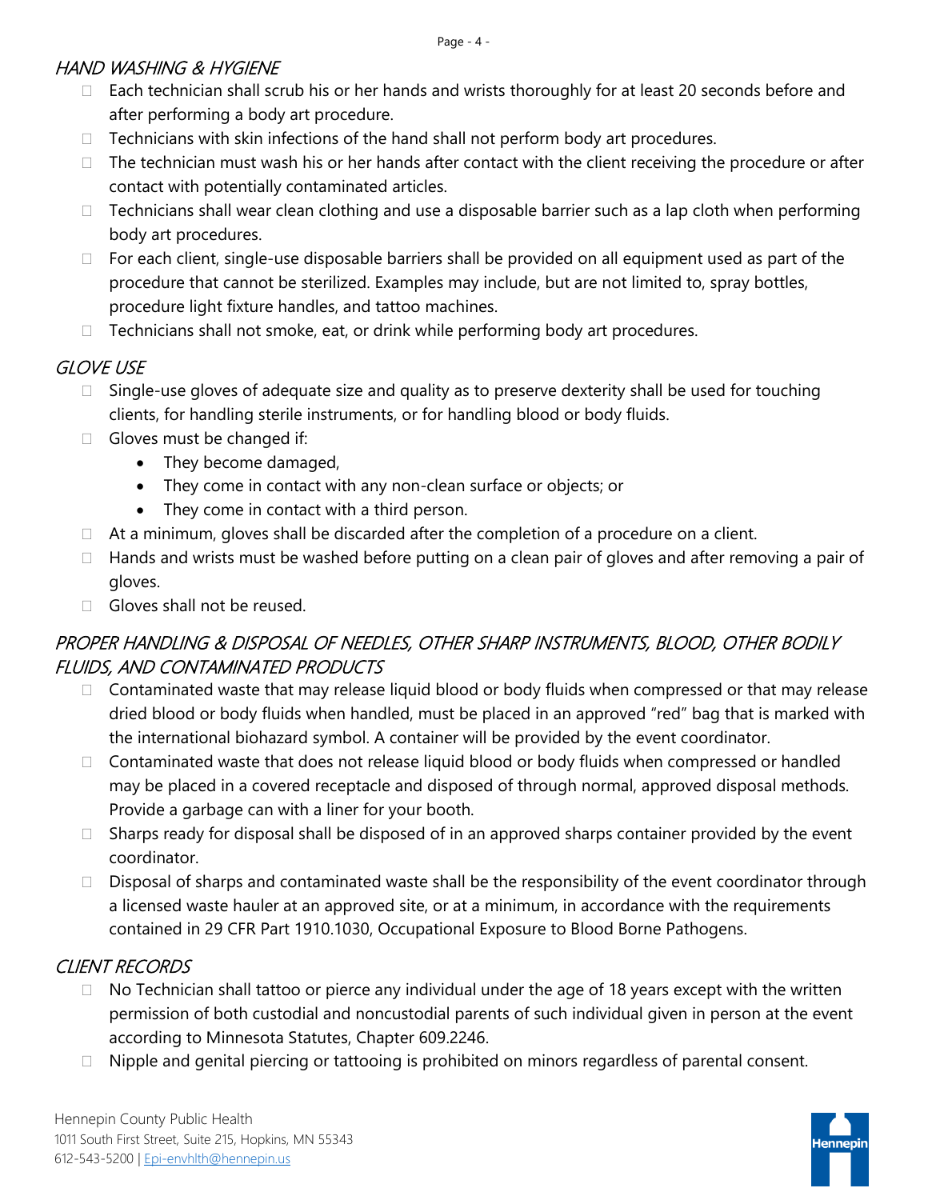## HAND WASHING & HYGIENE

- Each technician shall scrub his or her hands and wrists thoroughly for at least 20 seconds before and after performing a body art procedure.
- Technicians with skin infections of the hand shall not perform body art procedures.
- The technician must wash his or her hands after contact with the client receiving the procedure or after contact with potentially contaminated articles.
- Technicians shall wear clean clothing and use a disposable barrier such as a lap cloth when performing body art procedures.
- For each client, single-use disposable barriers shall be provided on all equipment used as part of the procedure that cannot be sterilized. Examples may include, but are not limited to, spray bottles, procedure light fixture handles, and tattoo machines.
- Technicians shall not smoke, eat, or drink while performing body art procedures.

## GLOVE USE

- Single-use gloves of adequate size and quality as to preserve dexterity shall be used for touching clients, for handling sterile instruments, or for handling blood or body fluids.
- Gloves must be changed if:
  - They become damaged,
  - They come in contact with any non-clean surface or objects; or
  - They come in contact with a third person.
- At a minimum, gloves shall be discarded after the completion of a procedure on a client.
- Hands and wrists must be washed before putting on a clean pair of gloves and after removing a pair of gloves.
- Gloves shall not be reused.

## PROPER HANDLING & DISPOSAL OF NEEDLES, OTHER SHARP INSTRUMENTS, BLOOD, OTHER BODILY FLUIDS, AND CONTAMINATED PRODUCTS

- Contaminated waste that may release liquid blood or body fluids when compressed or that may release dried blood or body fluids when handled, must be placed in an approved "red" bag that is marked with the international biohazard symbol. A container will be provided by the event coordinator.
- Contaminated waste that does not release liquid blood or body fluids when compressed or handled may be placed in a covered receptacle and disposed of through normal, approved disposal methods. Provide a garbage can with a liner for your booth.
- Sharps ready for disposal shall be disposed of in an approved sharps container provided by the event coordinator.
- Disposal of sharps and contaminated waste shall be the responsibility of the event coordinator through a licensed waste hauler at an approved site, or at a minimum, in accordance with the requirements contained in 29 CFR Part 1910.1030, Occupational Exposure to Blood Borne Pathogens.

## CLIENT RECORDS

- No Technician shall tattoo or pierce any individual under the age of 18 years except with the written permission of both custodial and noncustodial parents of such individual given in person at the event according to Minnesota Statutes, Chapter 609.2246.
- Nipple and genital piercing or tattooing is prohibited on minors regardless of parental consent.

Hennepin County Public Health
1011 South First Street, Suite 215, Hopkins, MN 55343
612-543-5200 | Epi-envhlth@hennepin.us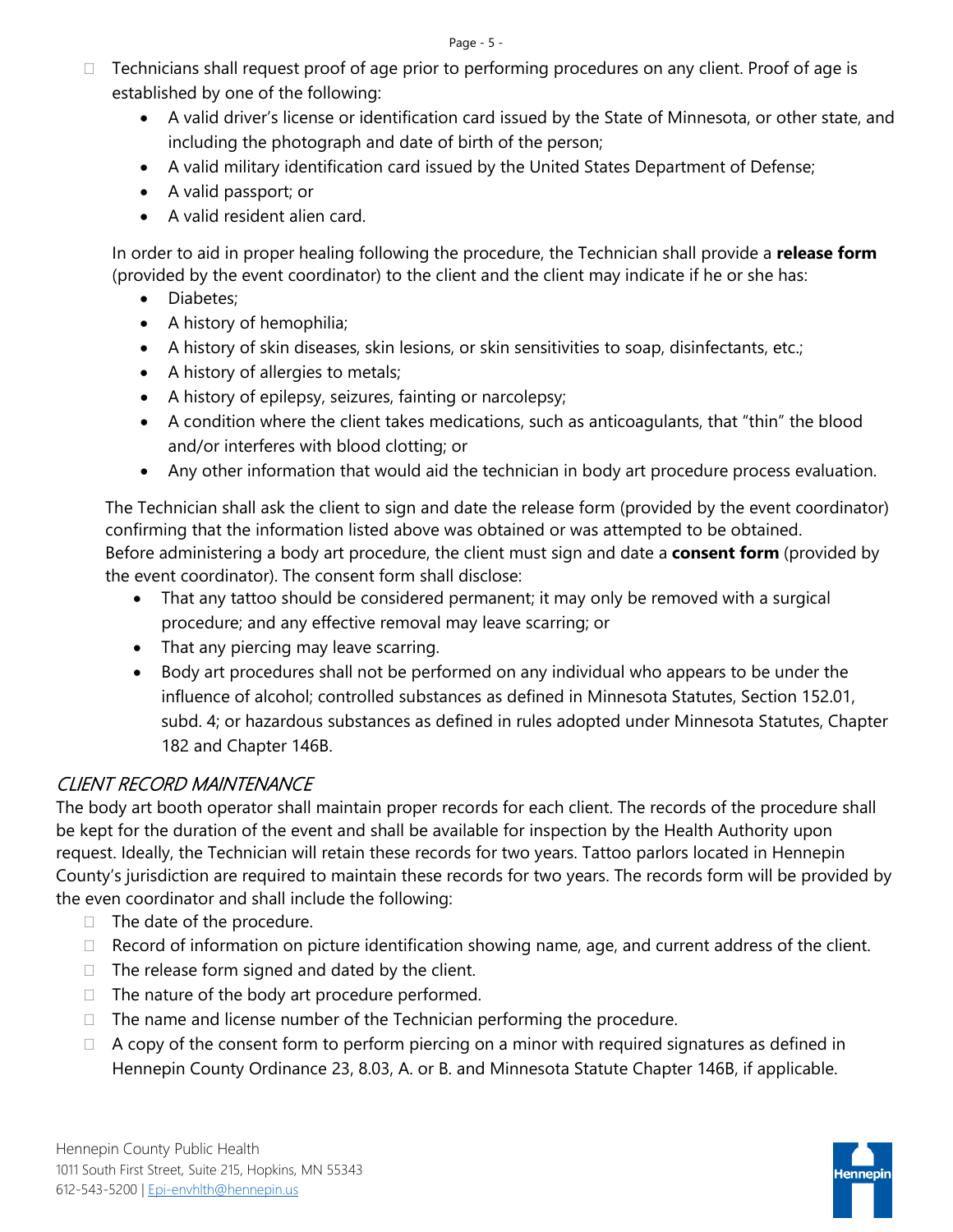- Technicians shall request proof of age prior to performing procedures on any client. Proof of age is established by one of the following:
  - A valid driver's license or identification card issued by the State of Minnesota, or other state, and including the photograph and date of birth of the person;
  - A valid military identification card issued by the United States Department of Defense;
  - A valid passport; or
  - A valid resident alien card.

  In order to aid in proper healing following the procedure, the Technician shall provide a **release form** (provided by the event coordinator) to the client and the client may indicate if he or she has:
  - Diabetes;
  - A history of hemophilia;
  - A history of skin diseases, skin lesions, or skin sensitivities to soap, disinfectants, etc.;
  - A history of allergies to metals;
  - A history of epilepsy, seizures, fainting or narcolepsy;
  - A condition where the client takes medications, such as anticoagulants, that "thin" the blood and/or interferes with blood clotting; or
  - Any other information that would aid the technician in body art procedure process evaluation.

  The Technician shall ask the client to sign and date the release form (provided by the event coordinator) confirming that the information listed above was obtained or was attempted to be obtained. Before administering a body art procedure, the client must sign and date a **consent form** (provided by the event coordinator). The consent form shall disclose:
  - That any tattoo should be considered permanent; it may only be removed with a surgical procedure; and any effective removal may leave scarring; or
  - That any piercing may leave scarring.
  - Body art procedures shall not be performed on any individual who appears to be under the influence of alcohol; controlled substances as defined in Minnesota Statutes, Section 152.01, subd. 4; or hazardous substances as defined in rules adopted under Minnesota Statutes, Chapter 182 and Chapter 146B.

## CLIENT RECORD MAINTENANCE

The body art booth operator shall maintain proper records for each client. The records of the procedure shall be kept for the duration of the event and shall be available for inspection by the Health Authority upon request. Ideally, the Technician will retain these records for two years. Tattoo parlors located in Hennepin County's jurisdiction are required to maintain these records for two years. The records form will be provided by the even coordinator and shall include the following:

- The date of the procedure.
- Record of information on picture identification showing name, age, and current address of the client.
- The release form signed and dated by the client.
- The nature of the body art procedure performed.
- The name and license number of the Technician performing the procedure.
- A copy of the consent form to perform piercing on a minor with required signatures as defined in Hennepin County Ordinance 23, 8.03, A. or B. and Minnesota Statute Chapter 146B, if applicable.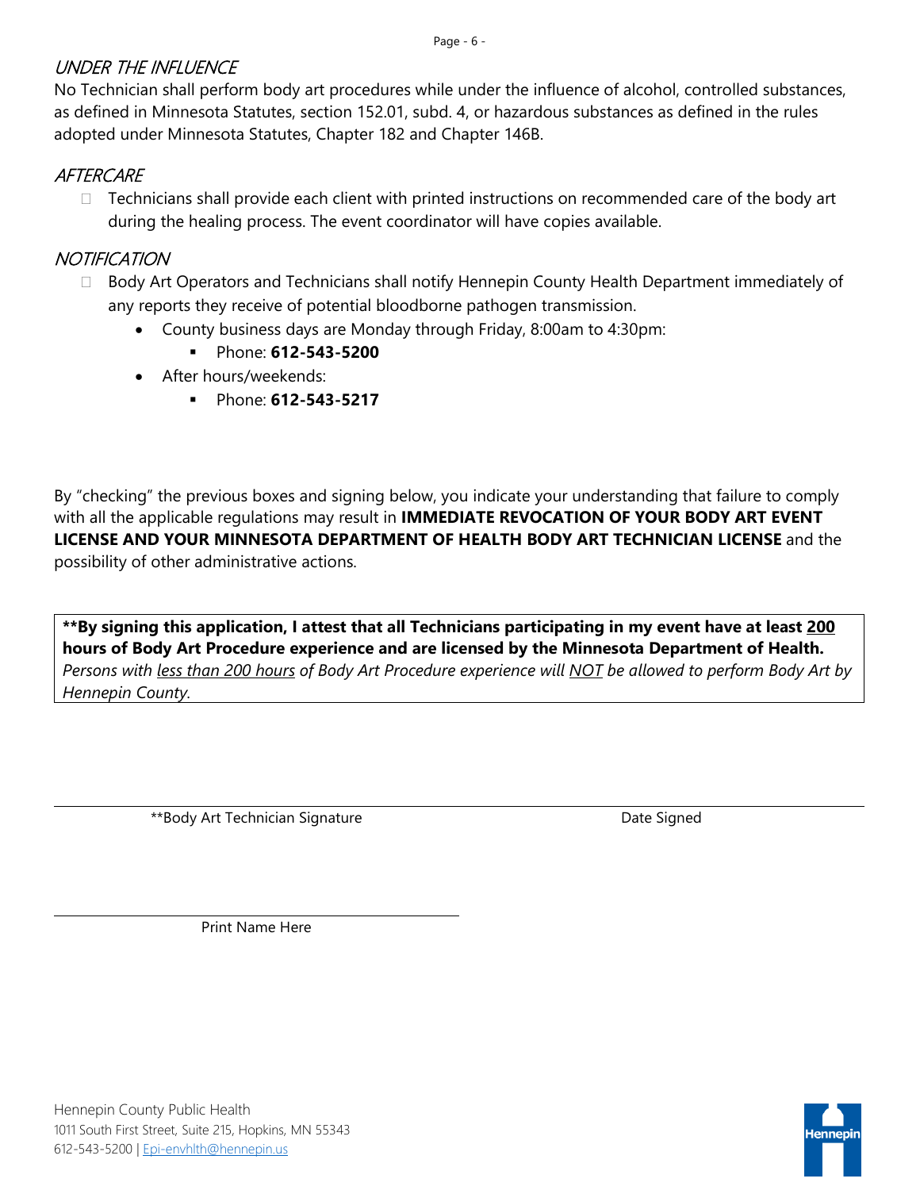## UNDER THE INFLUENCE

No Technician shall perform body art procedures while under the influence of alcohol, controlled substances, as defined in Minnesota Statutes, section 152.01, subd. 4, or hazardous substances as defined in the rules adopted under Minnesota Statutes, Chapter 182 and Chapter 146B.

## AFTERCARE

- ☐ Technicians shall provide each client with printed instructions on recommended care of the body art during the healing process. The event coordinator will have copies available.

## NOTIFICATION

- ☐ Body Art Operators and Technicians shall notify Hennepin County Health Department immediately of any reports they receive of potential bloodborne pathogen transmission.
  - County business days are Monday through Friday, 8:00am to 4:30pm:
    - Phone: **612-543-5200**
  - After hours/weekends:
    - Phone: **612-543-5217**

By "checking" the previous boxes and signing below, you indicate your understanding that failure to comply with all the applicable regulations may result in **IMMEDIATE REVOCATION OF YOUR BODY ART EVENT LICENSE AND YOUR MINNESOTA DEPARTMENT OF HEALTH BODY ART TECHNICIAN LICENSE** and the possibility of other administrative actions.

**\*\*By signing this application, I attest that all Technicians participating in my event have at least <u>200</u> hours of Body Art Procedure experience and are licensed by the Minnesota Department of Health.**
*Persons with <u>less than 200 hours</u> of Body Art Procedure experience will <u>NOT</u> be allowed to perform Body Art by Hennepin County.*

______________________________________________________________________

**Body Art Technician Signature                                        Date Signed

______________________________________

Print Name Here

Hennepin County Public Health
1011 South First Street, Suite 215, Hopkins, MN 55343
612-543-5200 | Epi-envhlth@hennepin.us